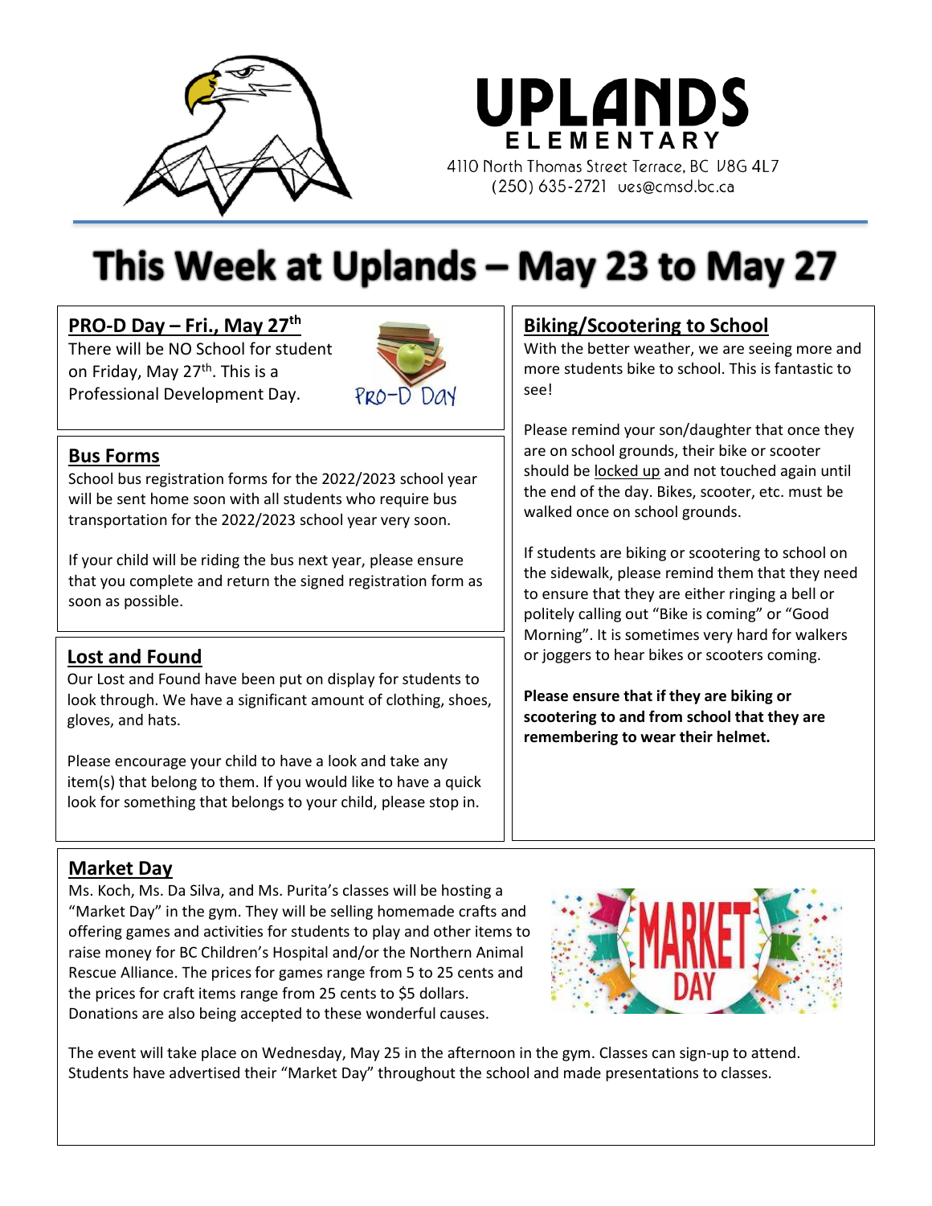# UPLANDS ELEMENTARY

4110 North Thomas Street Terrace, BC V8G 4L7
(250) 635-2721 ues@cmsd.bc.ca

# This Week at Uplands – May 23 to May 27

## PRO-D Day – Fri., May 27th

There will be NO School for student on Friday, May 27th. This is a Professional Development Day.

PRO-D Day

## Bus Forms

School bus registration forms for the 2022/2023 school year will be sent home soon with all students who require bus transportation for the 2022/2023 school year very soon.

If your child will be riding the bus next year, please ensure that you complete and return the signed registration form as soon as possible.

## Lost and Found

Our Lost and Found have been put on display for students to look through. We have a significant amount of clothing, shoes, gloves, and hats.

Please encourage your child to have a look and take any item(s) that belong to them. If you would like to have a quick look for something that belongs to your child, please stop in.

## Biking/Scootering to School

With the better weather, we are seeing more and more students bike to school. This is fantastic to see!

Please remind your son/daughter that once they are on school grounds, their bike or scooter should be locked up and not touched again until the end of the day. Bikes, scooter, etc. must be walked once on school grounds.

If students are biking or scootering to school on the sidewalk, please remind them that they need to ensure that they are either ringing a bell or politely calling out "Bike is coming" or "Good Morning". It is sometimes very hard for walkers or joggers to hear bikes or scooters coming.

**Please ensure that if they are biking or scootering to and from school that they are remembering to wear their helmet.**

## Market Day

Ms. Koch, Ms. Da Silva, and Ms. Purita's classes will be hosting a "Market Day" in the gym. They will be selling homemade crafts and offering games and activities for students to play and other items to raise money for BC Children's Hospital and/or the Northern Animal Rescue Alliance. The prices for games range from 5 to 25 cents and the prices for craft items range from 25 cents to $5 dollars. Donations are also being accepted to these wonderful causes.

MARKET DAY

The event will take place on Wednesday, May 25 in the afternoon in the gym. Classes can sign-up to attend. Students have advertised their "Market Day" throughout the school and made presentations to classes.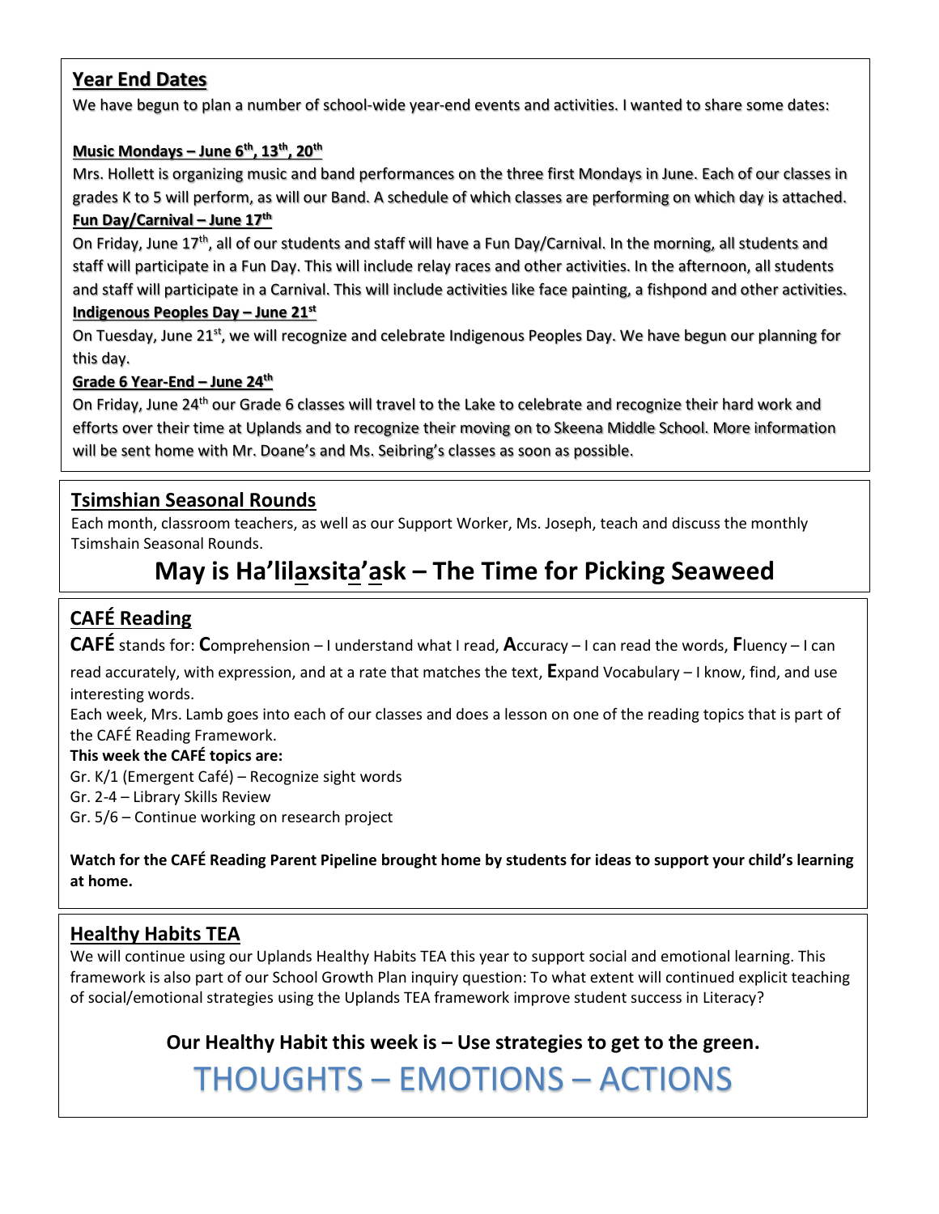## Year End Dates

We have begun to plan a number of school-wide year-end events and activities. I wanted to share some dates:

### Music Mondays – June 6th, 13th, 20th

Mrs. Hollett is organizing music and band performances on the three first Mondays in June. Each of our classes in grades K to 5 will perform, as will our Band. A schedule of which classes are performing on which day is attached.

### Fun Day/Carnival – June 17th

On Friday, June 17th, all of our students and staff will have a Fun Day/Carnival. In the morning, all students and staff will participate in a Fun Day. This will include relay races and other activities. In the afternoon, all students and staff will participate in a Carnival. This will include activities like face painting, a fishpond and other activities.

### Indigenous Peoples Day – June 21st

On Tuesday, June 21st, we will recognize and celebrate Indigenous Peoples Day. We have begun our planning for this day.

### Grade 6 Year-End – June 24th

On Friday, June 24th our Grade 6 classes will travel to the Lake to celebrate and recognize their hard work and efforts over their time at Uplands and to recognize their moving on to Skeena Middle School. More information will be sent home with Mr. Doane's and Ms. Seibring's classes as soon as possible.

## Tsimshian Seasonal Rounds

Each month, classroom teachers, as well as our Support Worker, Ms. Joseph, teach and discuss the monthly Tsimshain Seasonal Rounds.

### May is Ha'lila̲xsita̲'a̲sk – The Time for Picking Seaweed

## CAFÉ Reading

**CAFÉ** stands for: **C**omprehension – I understand what I read, **A**ccuracy – I can read the words, **F**luency – I can read accurately, with expression, and at a rate that matches the text, **E**xpand Vocabulary – I know, find, and use interesting words.

Each week, Mrs. Lamb goes into each of our classes and does a lesson on one of the reading topics that is part of the CAFÉ Reading Framework.

**This week the CAFÉ topics are:**

Gr. K/1 (Emergent Café) – Recognize sight words
Gr. 2-4 – Library Skills Review
Gr. 5/6 – Continue working on research project

**Watch for the CAFÉ Reading Parent Pipeline brought home by students for ideas to support your child's learning at home.**

## Healthy Habits TEA

We will continue using our Uplands Healthy Habits TEA this year to support social and emotional learning. This framework is also part of our School Growth Plan inquiry question: To what extent will continued explicit teaching of social/emotional strategies using the Uplands TEA framework improve student success in Literacy?

**Our Healthy Habit this week is – Use strategies to get to the green.**

THOUGHTS – EMOTIONS – ACTIONS